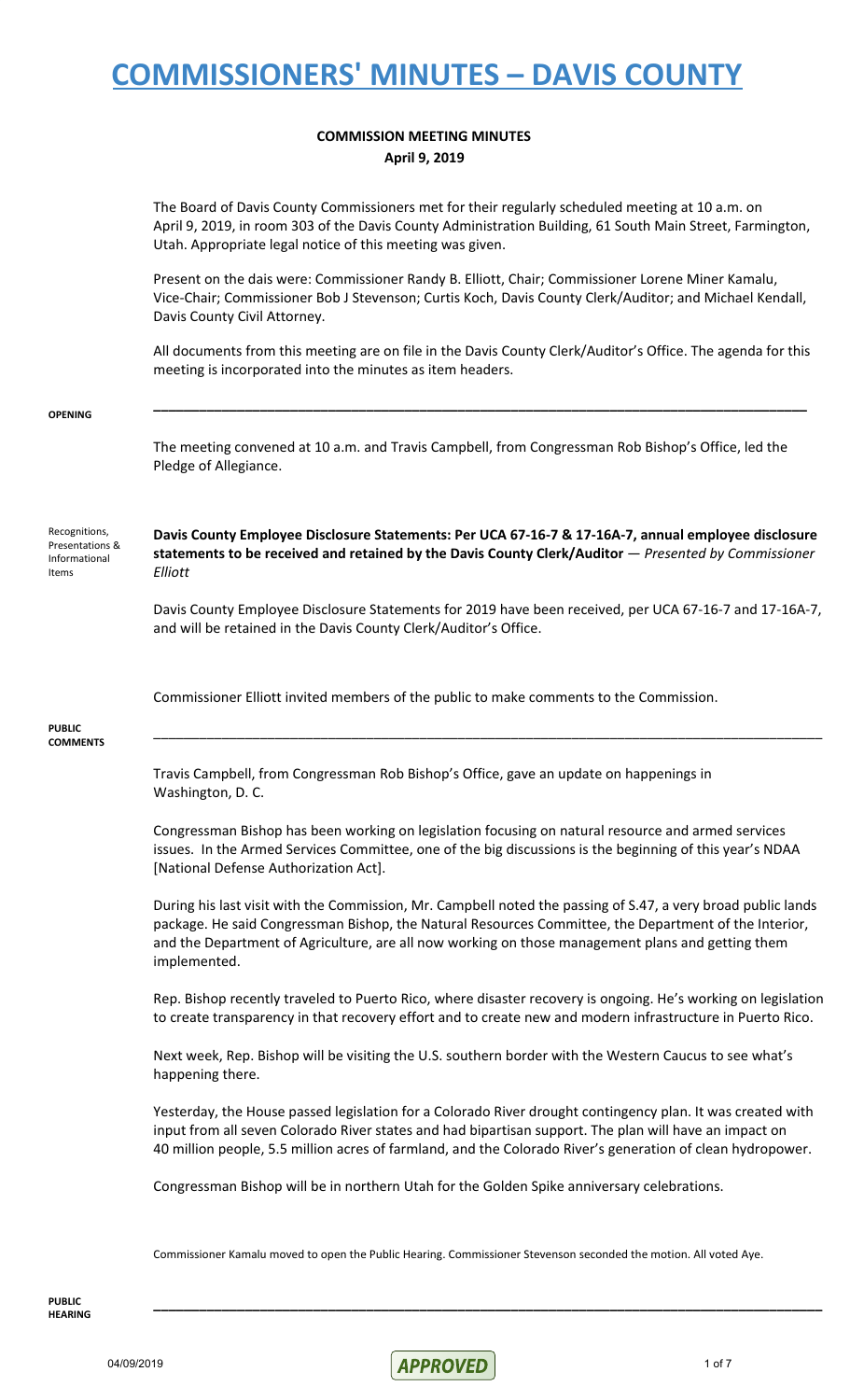# COMMISSIONERS' MINUTES – DAVIS COUNTY

**COMMISSION MEETING MINUTES**
**April 9, 2019**

The Board of Davis County Commissioners met for their regularly scheduled meeting at 10 a.m. on April 9, 2019, in room 303 of the Davis County Administration Building, 61 South Main Street, Farmington, Utah. Appropriate legal notice of this meeting was given.

Present on the dais were: Commissioner Randy B. Elliott, Chair; Commissioner Lorene Miner Kamalu, Vice-Chair; Commissioner Bob J Stevenson; Curtis Koch, Davis County Clerk/Auditor; and Michael Kendall, Davis County Civil Attorney.

All documents from this meeting are on file in the Davis County Clerk/Auditor's Office. The agenda for this meeting is incorporated into the minutes as item headers.

**OPENING**

The meeting convened at 10 a.m. and Travis Campbell, from Congressman Rob Bishop's Office, led the Pledge of Allegiance.

Recognitions, Presentations & Informational Items

**Davis County Employee Disclosure Statements: Per UCA 67-16-7 & 17-16A-7, annual employee disclosure statements to be received and retained by the Davis County Clerk/Auditor** — *Presented by Commissioner Elliott*

Davis County Employee Disclosure Statements for 2019 have been received, per UCA 67-16-7 and 17-16A-7, and will be retained in the Davis County Clerk/Auditor's Office.

Commissioner Elliott invited members of the public to make comments to the Commission.

**PUBLIC COMMENTS**

Travis Campbell, from Congressman Rob Bishop's Office, gave an update on happenings in Washington, D. C.

Congressman Bishop has been working on legislation focusing on natural resource and armed services issues. In the Armed Services Committee, one of the big discussions is the beginning of this year's NDAA [National Defense Authorization Act].

During his last visit with the Commission, Mr. Campbell noted the passing of S.47, a very broad public lands package. He said Congressman Bishop, the Natural Resources Committee, the Department of the Interior, and the Department of Agriculture, are all now working on those management plans and getting them implemented.

Rep. Bishop recently traveled to Puerto Rico, where disaster recovery is ongoing. He's working on legislation to create transparency in that recovery effort and to create new and modern infrastructure in Puerto Rico.

Next week, Rep. Bishop will be visiting the U.S. southern border with the Western Caucus to see what's happening there.

Yesterday, the House passed legislation for a Colorado River drought contingency plan. It was created with input from all seven Colorado River states and had bipartisan support. The plan will have an impact on 40 million people, 5.5 million acres of farmland, and the Colorado River's generation of clean hydropower.

Congressman Bishop will be in northern Utah for the Golden Spike anniversary celebrations.

Commissioner Kamalu moved to open the Public Hearing. Commissioner Stevenson seconded the motion. All voted Aye.

**PUBLIC HEARING**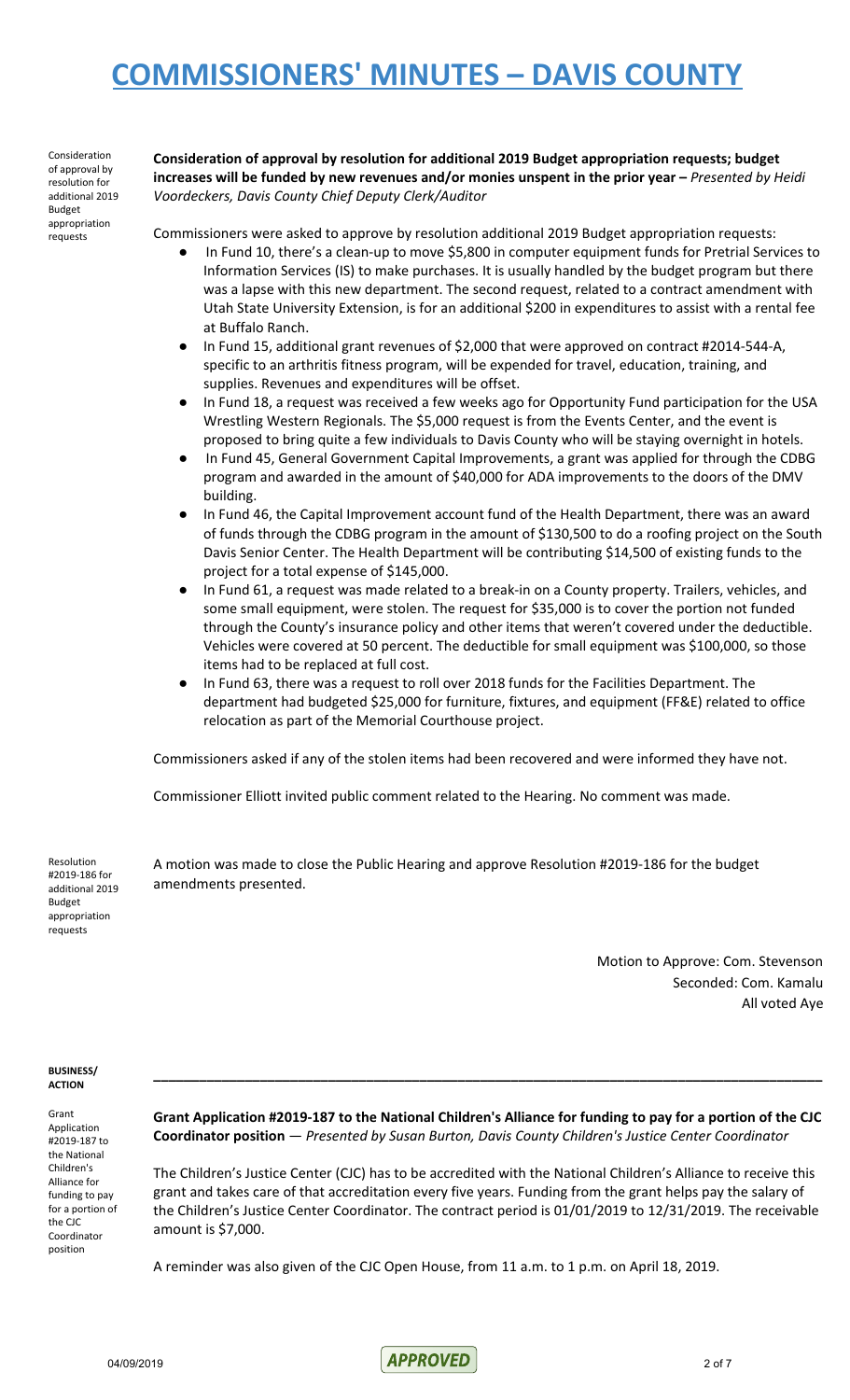# COMMISSIONERS' MINUTES – DAVIS COUNTY

Consideration of approval by resolution for additional 2019 Budget appropriation requests

**Consideration of approval by resolution for additional 2019 Budget appropriation requests; budget increases will be funded by new revenues and/or monies unspent in the prior year –** *Presented by Heidi Voordeckers, Davis County Chief Deputy Clerk/Auditor*

Commissioners were asked to approve by resolution additional 2019 Budget appropriation requests:

- In Fund 10, there's a clean-up to move $5,800 in computer equipment funds for Pretrial Services to Information Services (IS) to make purchases. It is usually handled by the budget program but there was a lapse with this new department. The second request, related to a contract amendment with Utah State University Extension, is for an additional $200 in expenditures to assist with a rental fee at Buffalo Ranch.
- In Fund 15, additional grant revenues of $2,000 that were approved on contract #2014-544-A, specific to an arthritis fitness program, will be expended for travel, education, training, and supplies. Revenues and expenditures will be offset.
- In Fund 18, a request was received a few weeks ago for Opportunity Fund participation for the USA Wrestling Western Regionals. The $5,000 request is from the Events Center, and the event is proposed to bring quite a few individuals to Davis County who will be staying overnight in hotels.
- In Fund 45, General Government Capital Improvements, a grant was applied for through the CDBG program and awarded in the amount of $40,000 for ADA improvements to the doors of the DMV building.
- In Fund 46, the Capital Improvement account fund of the Health Department, there was an award of funds through the CDBG program in the amount of $130,500 to do a roofing project on the South Davis Senior Center. The Health Department will be contributing $14,500 of existing funds to the project for a total expense of $145,000.
- In Fund 61, a request was made related to a break-in on a County property. Trailers, vehicles, and some small equipment, were stolen. The request for $35,000 is to cover the portion not funded through the County's insurance policy and other items that weren't covered under the deductible. Vehicles were covered at 50 percent. The deductible for small equipment was $100,000, so those items had to be replaced at full cost.
- In Fund 63, there was a request to roll over 2018 funds for the Facilities Department. The department had budgeted $25,000 for furniture, fixtures, and equipment (FF&E) related to office relocation as part of the Memorial Courthouse project.

Commissioners asked if any of the stolen items had been recovered and were informed they have not.

Commissioner Elliott invited public comment related to the Hearing. No comment was made.

Resolution #2019-186 for additional 2019 Budget appropriation requests

A motion was made to close the Public Hearing and approve Resolution #2019-186 for the budget amendments presented.

Motion to Approve: Com. Stevenson
Seconded: Com. Kamalu
All voted Aye

**BUSINESS/ ACTION**

Grant Application #2019-187 to the National Children's Alliance for funding to pay for a portion of the CJC Coordinator position

**Grant Application #2019-187 to the National Children's Alliance for funding to pay for a portion of the CJC Coordinator position** — *Presented by Susan Burton, Davis County Children's Justice Center Coordinator*

The Children's Justice Center (CJC) has to be accredited with the National Children's Alliance to receive this grant and takes care of that accreditation every five years. Funding from the grant helps pay the salary of the Children's Justice Center Coordinator. The contract period is 01/01/2019 to 12/31/2019. The receivable amount is $7,000.

A reminder was also given of the CJC Open House, from 11 a.m. to 1 p.m. on April 18, 2019.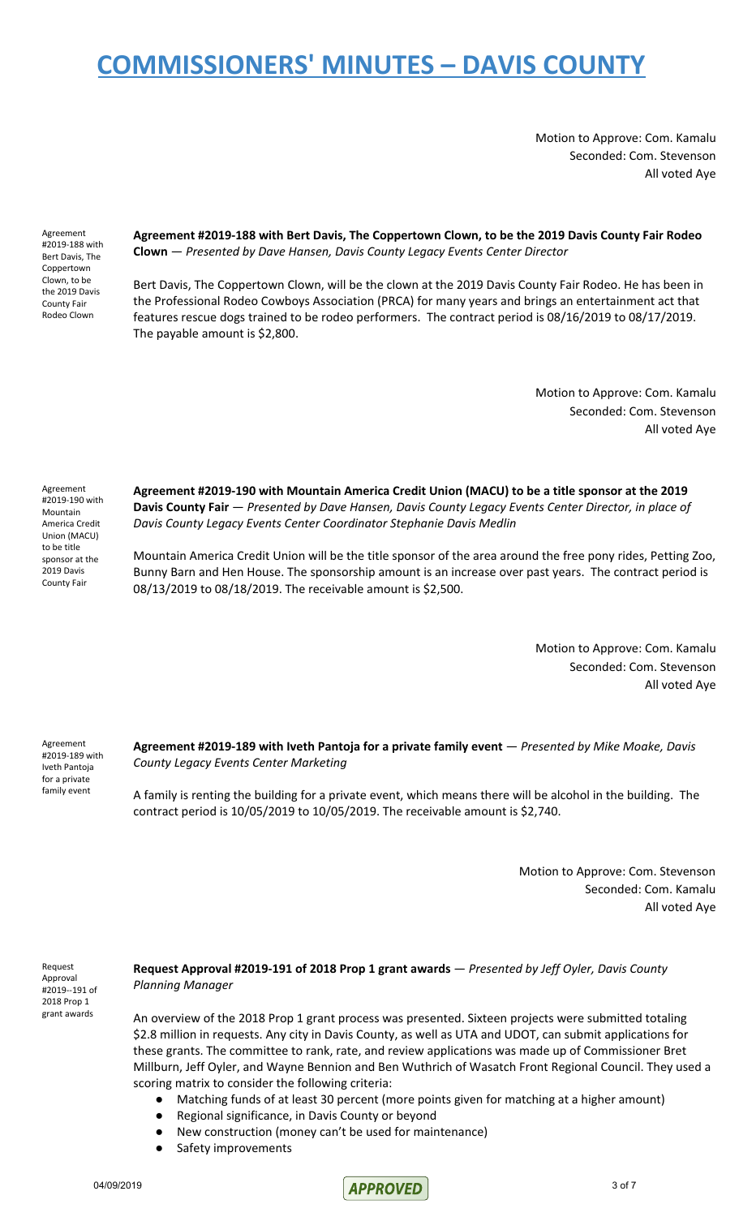Motion to Approve: Com. Kamalu
Seconded: Com. Stevenson
All voted Aye

Agreement #2019-188 with Bert Davis, The Coppertown Clown, to be the 2019 Davis County Fair Rodeo Clown

**Agreement #2019-188 with Bert Davis, The Coppertown Clown, to be the 2019 Davis County Fair Rodeo Clown** — *Presented by Dave Hansen, Davis County Legacy Events Center Director*

Bert Davis, The Coppertown Clown, will be the clown at the 2019 Davis County Fair Rodeo. He has been in the Professional Rodeo Cowboys Association (PRCA) for many years and brings an entertainment act that features rescue dogs trained to be rodeo performers. The contract period is 08/16/2019 to 08/17/2019. The payable amount is $2,800.

Motion to Approve: Com. Kamalu
Seconded: Com. Stevenson
All voted Aye

Agreement #2019-190 with Mountain America Credit Union (MACU) to be title sponsor at the 2019 Davis County Fair

**Agreement #2019-190 with Mountain America Credit Union (MACU) to be a title sponsor at the 2019 Davis County Fair** — *Presented by Dave Hansen, Davis County Legacy Events Center Director, in place of Davis County Legacy Events Center Coordinator Stephanie Davis Medlin*

Mountain America Credit Union will be the title sponsor of the area around the free pony rides, Petting Zoo, Bunny Barn and Hen House. The sponsorship amount is an increase over past years. The contract period is 08/13/2019 to 08/18/2019. The receivable amount is $2,500.

Motion to Approve: Com. Kamalu
Seconded: Com. Stevenson
All voted Aye

Agreement #2019-189 with Iveth Pantoja for a private family event

**Agreement #2019-189 with Iveth Pantoja for a private family event** — *Presented by Mike Moake, Davis County Legacy Events Center Marketing*

A family is renting the building for a private event, which means there will be alcohol in the building. The contract period is 10/05/2019 to 10/05/2019. The receivable amount is $2,740.

Motion to Approve: Com. Stevenson
Seconded: Com. Kamalu
All voted Aye

Request Approval #2019--191 of 2018 Prop 1 grant awards

**Request Approval #2019-191 of 2018 Prop 1 grant awards** — *Presented by Jeff Oyler, Davis County Planning Manager*

An overview of the 2018 Prop 1 grant process was presented. Sixteen projects were submitted totaling $2.8 million in requests. Any city in Davis County, as well as UTA and UDOT, can submit applications for these grants. The committee to rank, rate, and review applications was made up of Commissioner Bret Millburn, Jeff Oyler, and Wayne Bennion and Ben Wuthrich of Wasatch Front Regional Council. They used a scoring matrix to consider the following criteria:

- Matching funds of at least 30 percent (more points given for matching at a higher amount)
- Regional significance, in Davis County or beyond
- New construction (money can't be used for maintenance)
- Safety improvements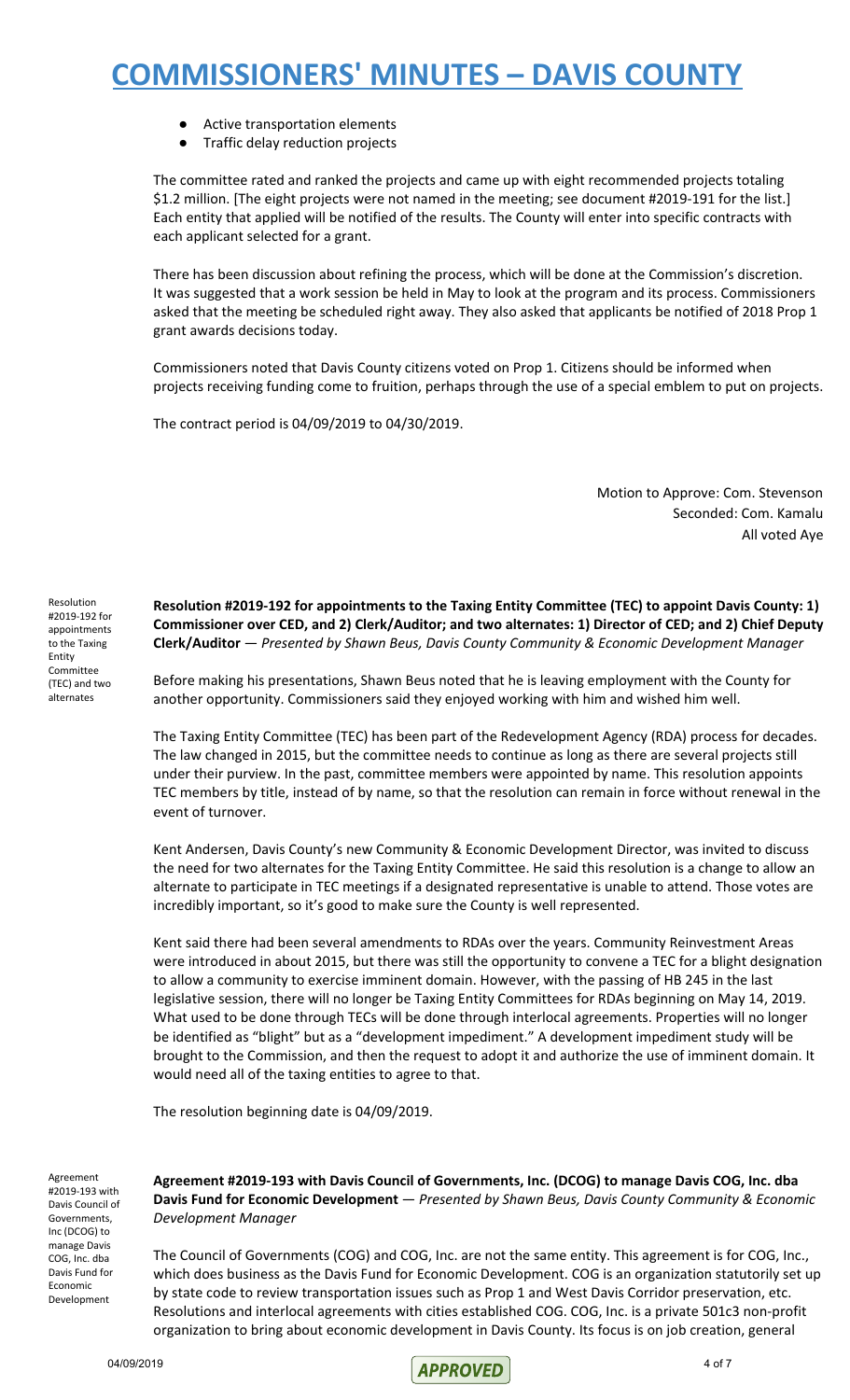- Active transportation elements
- Traffic delay reduction projects

The committee rated and ranked the projects and came up with eight recommended projects totaling $1.2 million. [The eight projects were not named in the meeting; see document #2019-191 for the list.] Each entity that applied will be notified of the results. The County will enter into specific contracts with each applicant selected for a grant.

There has been discussion about refining the process, which will be done at the Commission's discretion. It was suggested that a work session be held in May to look at the program and its process. Commissioners asked that the meeting be scheduled right away. They also asked that applicants be notified of 2018 Prop 1 grant awards decisions today.

Commissioners noted that Davis County citizens voted on Prop 1. Citizens should be informed when projects receiving funding come to fruition, perhaps through the use of a special emblem to put on projects.

The contract period is 04/09/2019 to 04/30/2019.

Motion to Approve: Com. Stevenson
Seconded: Com. Kamalu
All voted Aye

Resolution #2019-192 for appointments to the Taxing Entity Committee (TEC) and two alternates

**Resolution #2019-192 for appointments to the Taxing Entity Committee (TEC) to appoint Davis County: 1) Commissioner over CED, and 2) Clerk/Auditor; and two alternates: 1) Director of CED; and 2) Chief Deputy Clerk/Auditor** — *Presented by Shawn Beus, Davis County Community & Economic Development Manager*

Before making his presentations, Shawn Beus noted that he is leaving employment with the County for another opportunity. Commissioners said they enjoyed working with him and wished him well.

The Taxing Entity Committee (TEC) has been part of the Redevelopment Agency (RDA) process for decades. The law changed in 2015, but the committee needs to continue as long as there are several projects still under their purview. In the past, committee members were appointed by name. This resolution appoints TEC members by title, instead of by name, so that the resolution can remain in force without renewal in the event of turnover.

Kent Andersen, Davis County's new Community & Economic Development Director, was invited to discuss the need for two alternates for the Taxing Entity Committee. He said this resolution is a change to allow an alternate to participate in TEC meetings if a designated representative is unable to attend. Those votes are incredibly important, so it's good to make sure the County is well represented.

Kent said there had been several amendments to RDAs over the years. Community Reinvestment Areas were introduced in about 2015, but there was still the opportunity to convene a TEC for a blight designation to allow a community to exercise imminent domain. However, with the passing of HB 245 in the last legislative session, there will no longer be Taxing Entity Committees for RDAs beginning on May 14, 2019. What used to be done through TECs will be done through interlocal agreements. Properties will no longer be identified as "blight" but as a "development impediment." A development impediment study will be brought to the Commission, and then the request to adopt it and authorize the use of imminent domain. It would need all of the taxing entities to agree to that.

The resolution beginning date is 04/09/2019.

Agreement #2019-193 with Davis Council of Governments, Inc (DCOG) to manage Davis COG, Inc. dba Davis Fund for Economic Development

**Agreement #2019-193 with Davis Council of Governments, Inc. (DCOG) to manage Davis COG, Inc. dba Davis Fund for Economic Development** — *Presented by Shawn Beus, Davis County Community & Economic Development Manager*

The Council of Governments (COG) and COG, Inc. are not the same entity. This agreement is for COG, Inc., which does business as the Davis Fund for Economic Development. COG is an organization statutorily set up by state code to review transportation issues such as Prop 1 and West Davis Corridor preservation, etc. Resolutions and interlocal agreements with cities established COG. COG, Inc. is a private 501c3 non-profit organization to bring about economic development in Davis County. Its focus is on job creation, general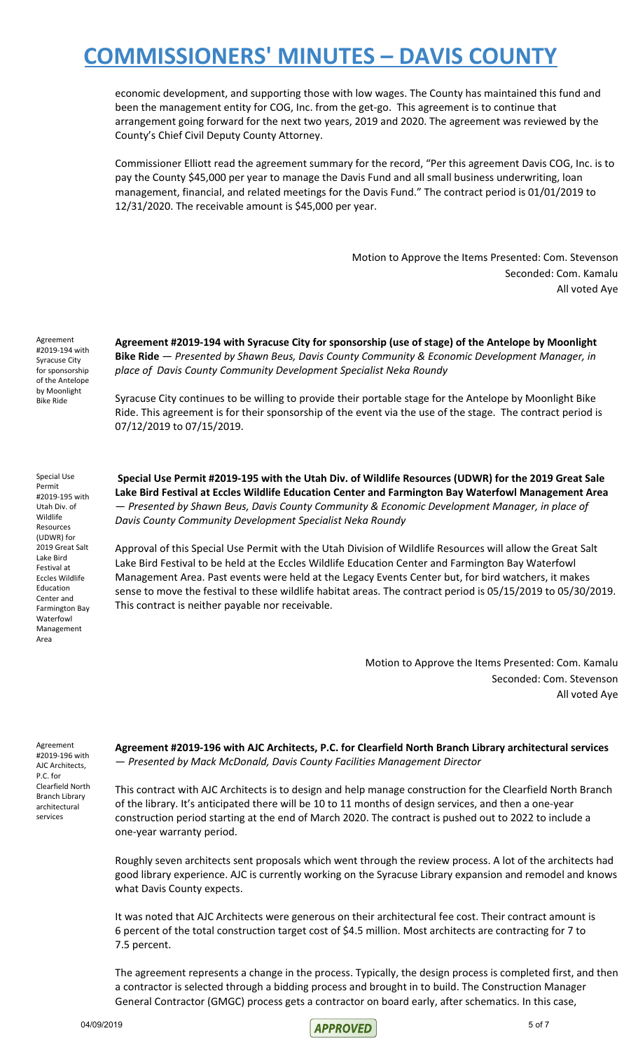economic development, and supporting those with low wages. The County has maintained this fund and been the management entity for COG, Inc. from the get-go. This agreement is to continue that arrangement going forward for the next two years, 2019 and 2020. The agreement was reviewed by the County's Chief Civil Deputy County Attorney.

Commissioner Elliott read the agreement summary for the record, "Per this agreement Davis COG, Inc. is to pay the County $45,000 per year to manage the Davis Fund and all small business underwriting, loan management, financial, and related meetings for the Davis Fund." The contract period is 01/01/2019 to 12/31/2020. The receivable amount is $45,000 per year.

Motion to Approve the Items Presented: Com. Stevenson
Seconded: Com. Kamalu
All voted Aye

Agreement #2019-194 with Syracuse City for sponsorship of the Antelope by Moonlight Bike Ride

**Agreement #2019-194 with Syracuse City for sponsorship (use of stage) of the Antelope by Moonlight Bike Ride** — *Presented by Shawn Beus, Davis County Community & Economic Development Manager, in place of Davis County Community Development Specialist Neka Roundy*

Syracuse City continues to be willing to provide their portable stage for the Antelope by Moonlight Bike Ride. This agreement is for their sponsorship of the event via the use of the stage. The contract period is 07/12/2019 to 07/15/2019.

Special Use Permit #2019-195 with Utah Div. of Wildlife Resources (UDWR) for 2019 Great Salt Lake Bird Festival at Eccles Wildlife Education Center and Farmington Bay Waterfowl Management Area

**Special Use Permit #2019-195 with the Utah Div. of Wildlife Resources (UDWR) for the 2019 Great Sale Lake Bird Festival at Eccles Wildlife Education Center and Farmington Bay Waterfowl Management Area** — *Presented by Shawn Beus, Davis County Community & Economic Development Manager, in place of Davis County Community Development Specialist Neka Roundy*

Approval of this Special Use Permit with the Utah Division of Wildlife Resources will allow the Great Salt Lake Bird Festival to be held at the Eccles Wildlife Education Center and Farmington Bay Waterfowl Management Area. Past events were held at the Legacy Events Center but, for bird watchers, it makes sense to move the festival to these wildlife habitat areas. The contract period is 05/15/2019 to 05/30/2019. This contract is neither payable nor receivable.

Motion to Approve the Items Presented: Com. Kamalu
Seconded: Com. Stevenson
All voted Aye

Agreement #2019-196 with AJC Architects, P.C. for Clearfield North Branch Library architectural services

**Agreement #2019-196 with AJC Architects, P.C. for Clearfield North Branch Library architectural services** — *Presented by Mack McDonald, Davis County Facilities Management Director*

This contract with AJC Architects is to design and help manage construction for the Clearfield North Branch of the library. It's anticipated there will be 10 to 11 months of design services, and then a one-year construction period starting at the end of March 2020. The contract is pushed out to 2022 to include a one-year warranty period.

Roughly seven architects sent proposals which went through the review process. A lot of the architects had good library experience. AJC is currently working on the Syracuse Library expansion and remodel and knows what Davis County expects.

It was noted that AJC Architects were generous on their architectural fee cost. Their contract amount is 6 percent of the total construction target cost of $4.5 million. Most architects are contracting for 7 to 7.5 percent.

The agreement represents a change in the process. Typically, the design process is completed first, and then a contractor is selected through a bidding process and brought in to build. The Construction Manager General Contractor (GMGC) process gets a contractor on board early, after schematics. In this case,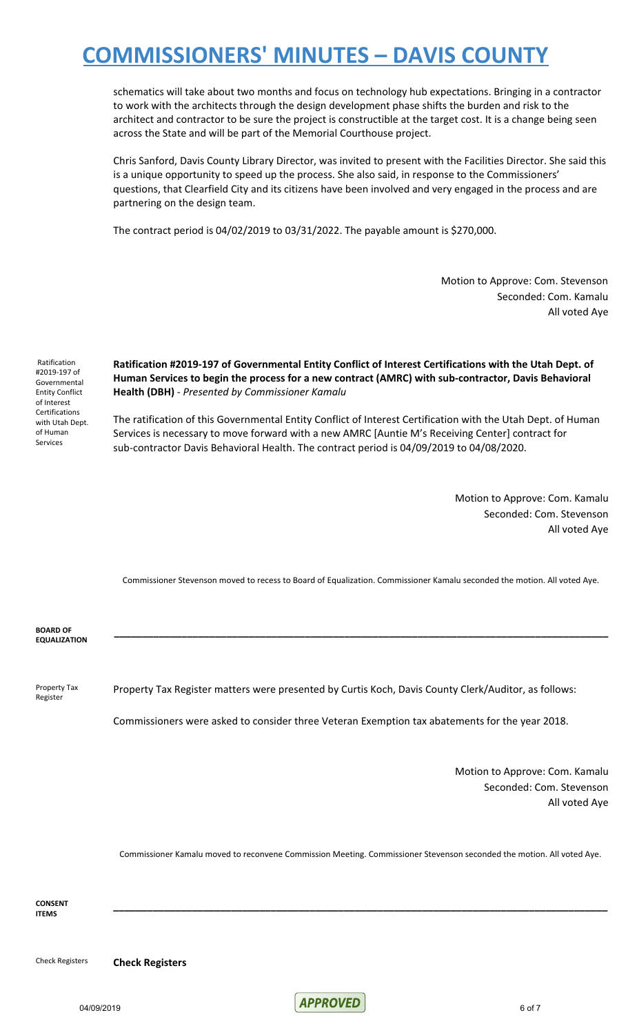schematics will take about two months and focus on technology hub expectations. Bringing in a contractor to work with the architects through the design development phase shifts the burden and risk to the architect and contractor to be sure the project is constructible at the target cost. It is a change being seen across the State and will be part of the Memorial Courthouse project.

Chris Sanford, Davis County Library Director, was invited to present with the Facilities Director. She said this is a unique opportunity to speed up the process. She also said, in response to the Commissioners' questions, that Clearfield City and its citizens have been involved and very engaged in the process and are partnering on the design team.

The contract period is 04/02/2019 to 03/31/2022. The payable amount is $270,000.

Motion to Approve: Com. Stevenson
Seconded: Com. Kamalu
All voted Aye

Ratification #2019-197 of Governmental Entity Conflict of Interest Certifications with Utah Dept. of Human Services

**Ratification #2019-197 of Governmental Entity Conflict of Interest Certifications with the Utah Dept. of Human Services to begin the process for a new contract (AMRC) with sub-contractor, Davis Behavioral Health (DBH)** - *Presented by Commissioner Kamalu*

The ratification of this Governmental Entity Conflict of Interest Certification with the Utah Dept. of Human Services is necessary to move forward with a new AMRC [Auntie M's Receiving Center] contract for sub-contractor Davis Behavioral Health. The contract period is 04/09/2019 to 04/08/2020.

Motion to Approve: Com. Kamalu
Seconded: Com. Stevenson
All voted Aye

Commissioner Stevenson moved to recess to Board of Equalization. Commissioner Kamalu seconded the motion. All voted Aye.

**BOARD OF EQUALIZATION**

Property Tax Register

Property Tax Register matters were presented by Curtis Koch, Davis County Clerk/Auditor, as follows:

Commissioners were asked to consider three Veteran Exemption tax abatements for the year 2018.

Motion to Approve: Com. Kamalu
Seconded: Com. Stevenson
All voted Aye

Commissioner Kamalu moved to reconvene Commission Meeting. Commissioner Stevenson seconded the motion. All voted Aye.

**CONSENT ITEMS**

Check Registers

**Check Registers**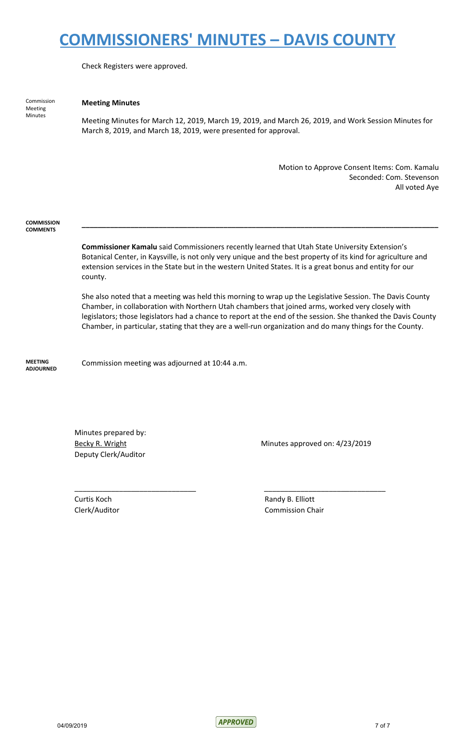Check Registers were approved.

Commission Meeting Minutes

**Meeting Minutes**

Meeting Minutes for March 12, 2019, March 19, 2019, and March 26, 2019, and Work Session Minutes for March 8, 2019, and March 18, 2019, were presented for approval.

Motion to Approve Consent Items: Com. Kamalu
Seconded: Com. Stevenson
All voted Aye

**COMMISSION COMMENTS**

---

**Commissioner Kamalu** said Commissioners recently learned that Utah State University Extension's Botanical Center, in Kaysville, is not only very unique and the best property of its kind for agriculture and extension services in the State but in the western United States. It is a great bonus and entity for our county.

She also noted that a meeting was held this morning to wrap up the Legislative Session. The Davis County Chamber, in collaboration with Northern Utah chambers that joined arms, worked very closely with legislators; those legislators had a chance to report at the end of the session. She thanked the Davis County Chamber, in particular, stating that they are a well-run organization and do many things for the County.

**MEETING ADJOURNED**

Commission meeting was adjourned at 10:44 a.m.

Minutes prepared by:
Becky R. Wright
Deputy Clerk/Auditor

Minutes approved on: 4/23/2019

______________________________ ______________________________

Curtis Koch
Clerk/Auditor

Randy B. Elliott
Commission Chair